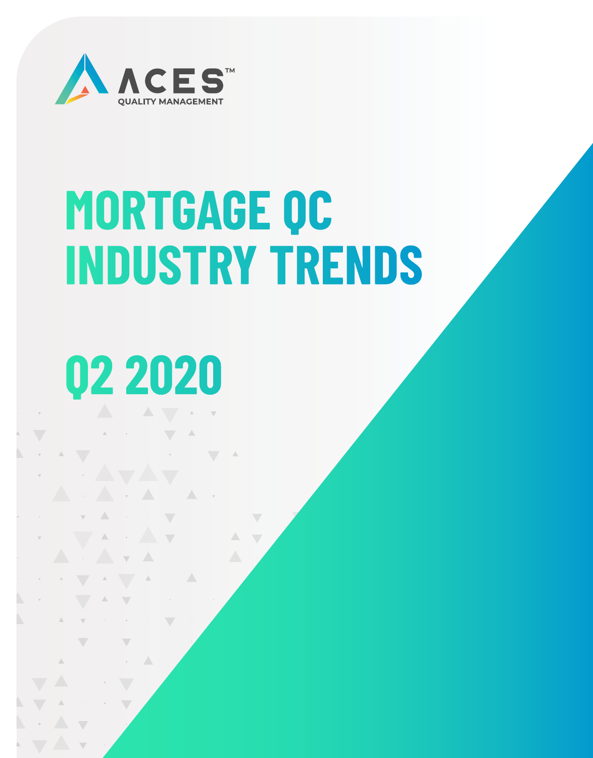ACES™ QUALITY MANAGEMENT

# MORTGAGE QC INDUSTRY TRENDS

# Q2 2020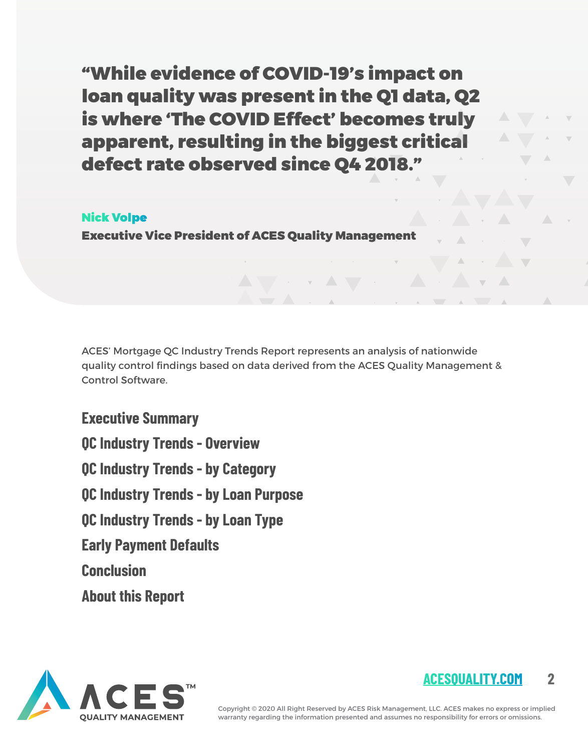> **"While evidence of COVID-19's impact on loan quality was present in the Q1 data, Q2 is where 'The COVID Effect' becomes truly apparent, resulting in the biggest critical defect rate observed since Q4 2018."**

**Nick Volpe**
**Executive Vice President of ACES Quality Management**

ACES' Mortgage QC Industry Trends Report represents an analysis of nationwide quality control findings based on data derived from the ACES Quality Management & Control Software.

## Executive Summary

## QC Industry Trends - Overview

## QC Industry Trends - by Category

## QC Industry Trends - by Loan Purpose

## QC Industry Trends - by Loan Type

## Early Payment Defaults

## Conclusion

## About this Report

Copyright © 2020 All Right Reserved by ACES Risk Management, LLC. ACES makes no express or implied warranty regarding the information presented and assumes no responsibility for errors or omissions.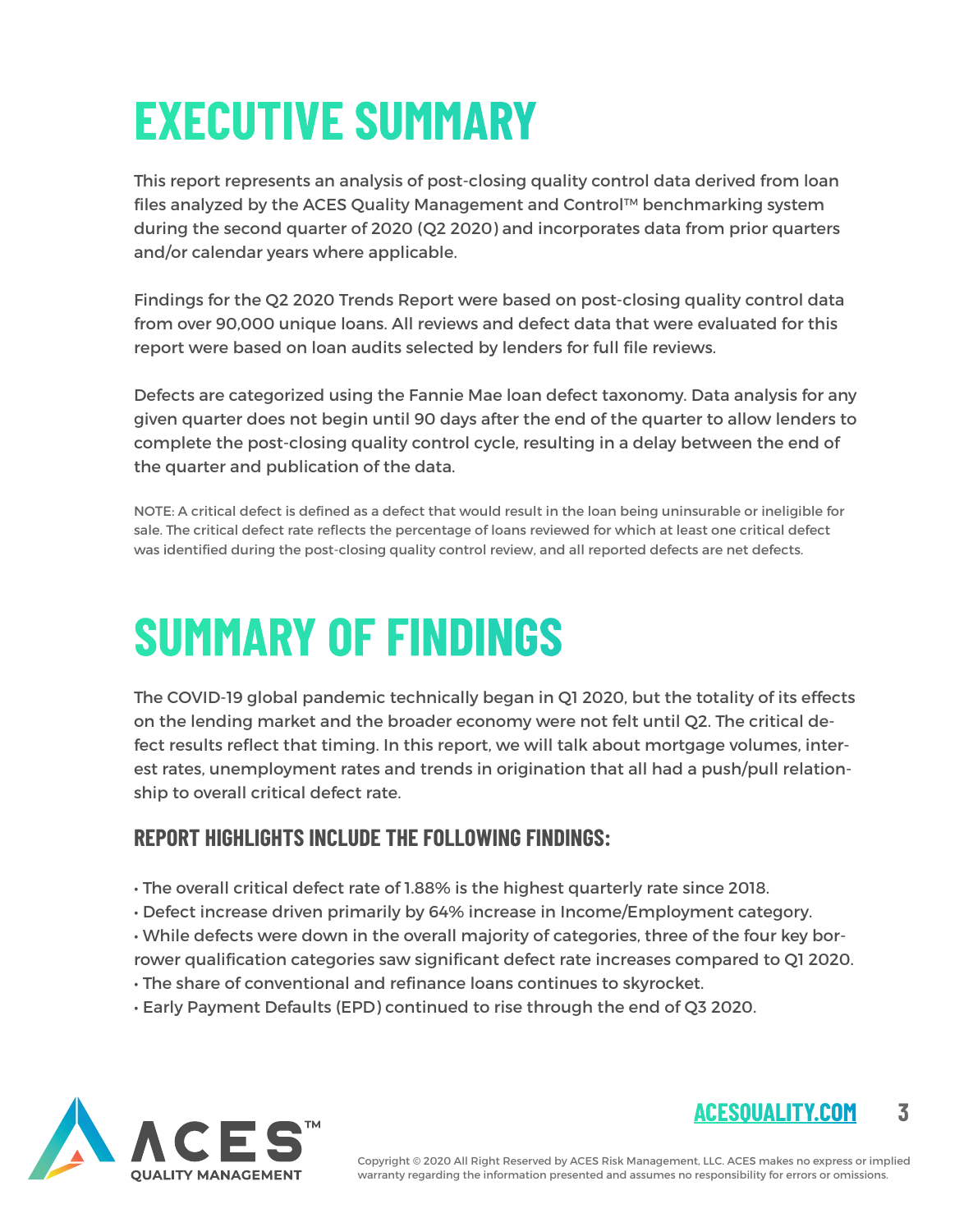# EXECUTIVE SUMMARY

This report represents an analysis of post-closing quality control data derived from loan files analyzed by the ACES Quality Management and Control™ benchmarking system during the second quarter of 2020 (Q2 2020) and incorporates data from prior quarters and/or calendar years where applicable.

Findings for the Q2 2020 Trends Report were based on post-closing quality control data from over 90,000 unique loans. All reviews and defect data that were evaluated for this report were based on loan audits selected by lenders for full file reviews.

Defects are categorized using the Fannie Mae loan defect taxonomy. Data analysis for any given quarter does not begin until 90 days after the end of the quarter to allow lenders to complete the post-closing quality control cycle, resulting in a delay between the end of the quarter and publication of the data.

NOTE: A critical defect is defined as a defect that would result in the loan being uninsurable or ineligible for sale. The critical defect rate reflects the percentage of loans reviewed for which at least one critical defect was identified during the post-closing quality control review, and all reported defects are net defects.

# SUMMARY OF FINDINGS

The COVID-19 global pandemic technically began in Q1 2020, but the totality of its effects on the lending market and the broader economy were not felt until Q2. The critical defect results reflect that timing. In this report, we will talk about mortgage volumes, interest rates, unemployment rates and trends in origination that all had a push/pull relationship to overall critical defect rate.

### REPORT HIGHLIGHTS INCLUDE THE FOLLOWING FINDINGS:

- The overall critical defect rate of 1.88% is the highest quarterly rate since 2018.
- Defect increase driven primarily by 64% increase in Income/Employment category.
- While defects were down in the overall majority of categories, three of the four key borrower qualification categories saw significant defect rate increases compared to Q1 2020.
- The share of conventional and refinance loans continues to skyrocket.
- Early Payment Defaults (EPD) continued to rise through the end of Q3 2020.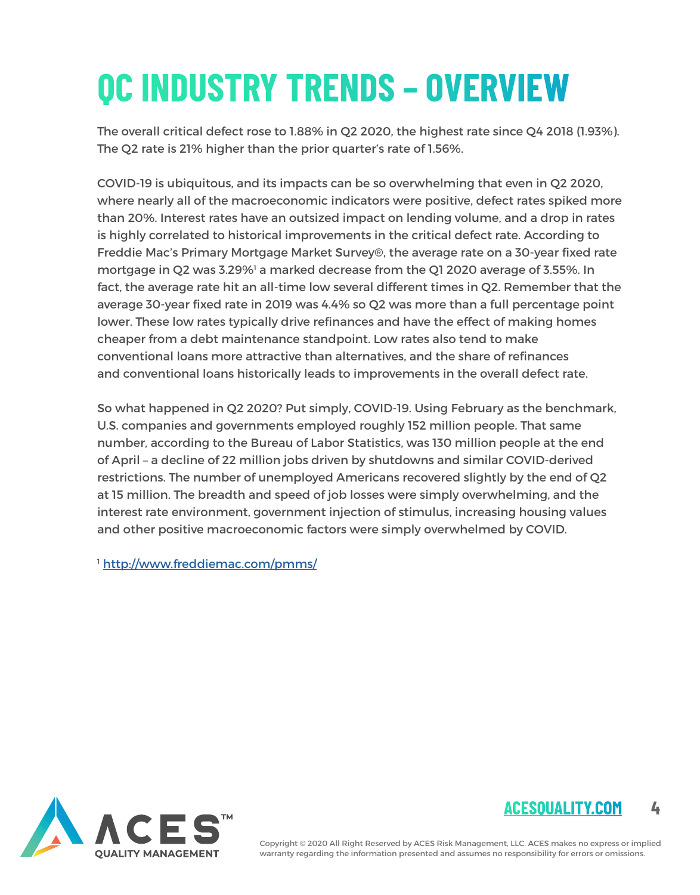# QC INDUSTRY TRENDS – OVERVIEW

The overall critical defect rose to 1.88% in Q2 2020, the highest rate since Q4 2018 (1.93%). The Q2 rate is 21% higher than the prior quarter's rate of 1.56%.

COVID-19 is ubiquitous, and its impacts can be so overwhelming that even in Q2 2020, where nearly all of the macroeconomic indicators were positive, defect rates spiked more than 20%. Interest rates have an outsized impact on lending volume, and a drop in rates is highly correlated to historical improvements in the critical defect rate. According to Freddie Mac's Primary Mortgage Market Survey®, the average rate on a 30-year fixed rate mortgage in Q2 was 3.29%[1] a marked decrease from the Q1 2020 average of 3.55%. In fact, the average rate hit an all-time low several different times in Q2. Remember that the average 30-year fixed rate in 2019 was 4.4% so Q2 was more than a full percentage point lower. These low rates typically drive refinances and have the effect of making homes cheaper from a debt maintenance standpoint. Low rates also tend to make conventional loans more attractive than alternatives, and the share of refinances and conventional loans historically leads to improvements in the overall defect rate.

So what happened in Q2 2020? Put simply, COVID-19. Using February as the benchmark, U.S. companies and governments employed roughly 152 million people. That same number, according to the Bureau of Labor Statistics, was 130 million people at the end of April – a decline of 22 million jobs driven by shutdowns and similar COVID-derived restrictions. The number of unemployed Americans recovered slightly by the end of Q2 at 15 million. The breadth and speed of job losses were simply overwhelming, and the interest rate environment, government injection of stimulus, increasing housing values and other positive macroeconomic factors were simply overwhelmed by COVID.

[1] http://www.freddiemac.com/pmms/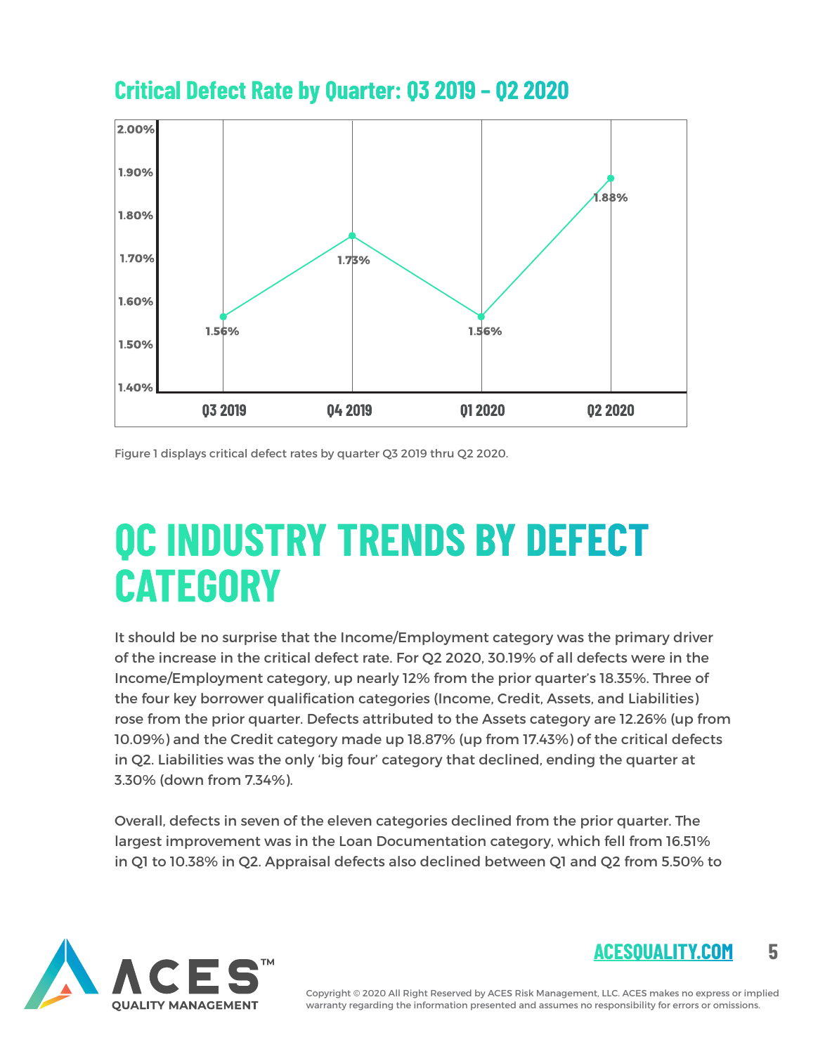## Critical Defect Rate by Quarter: Q3 2019 – Q2 2020

| Quarter | Critical Defect Rate |
|---|---|
| Q3 2019 | 1.56% |
| Q4 2019 | 1.73% |
| Q1 2020 | 1.56% |
| Q2 2020 | 1.88% |

Figure 1 displays critical defect rates by quarter Q3 2019 thru Q2 2020.

# QC INDUSTRY TRENDS BY DEFECT CATEGORY

It should be no surprise that the Income/Employment category was the primary driver of the increase in the critical defect rate. For Q2 2020, 30.19% of all defects were in the Income/Employment category, up nearly 12% from the prior quarter's 18.35%. Three of the four key borrower qualification categories (Income, Credit, Assets, and Liabilities) rose from the prior quarter. Defects attributed to the Assets category are 12.26% (up from 10.09%) and the Credit category made up 18.87% (up from 17.43%) of the critical defects in Q2. Liabilities was the only 'big four' category that declined, ending the quarter at 3.30% (down from 7.34%).

Overall, defects in seven of the eleven categories declined from the prior quarter. The largest improvement was in the Loan Documentation category, which fell from 16.51% in Q1 to 10.38% in Q2. Appraisal defects also declined between Q1 and Q2 from 5.50% to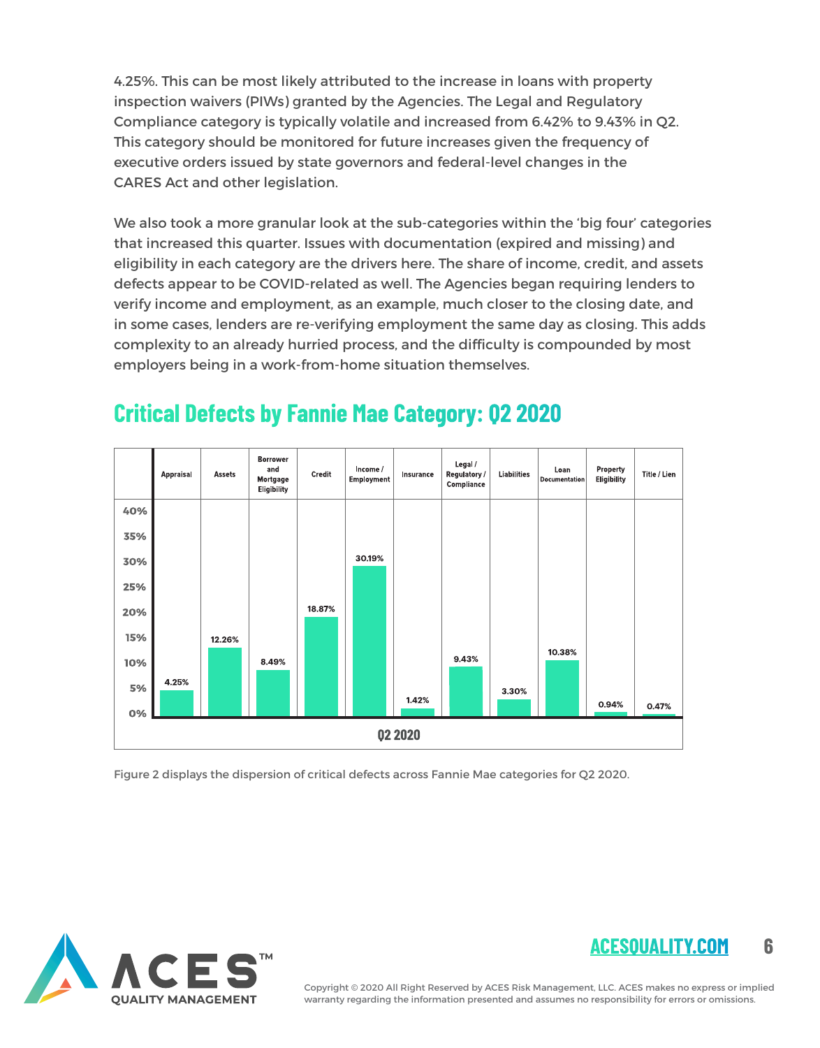4.25%. This can be most likely attributed to the increase in loans with property inspection waivers (PIWs) granted by the Agencies. The Legal and Regulatory Compliance category is typically volatile and increased from 6.42% to 9.43% in Q2. This category should be monitored for future increases given the frequency of executive orders issued by state governors and federal-level changes in the CARES Act and other legislation.

We also took a more granular look at the sub-categories within the 'big four' categories that increased this quarter. Issues with documentation (expired and missing) and eligibility in each category are the drivers here. The share of income, credit, and assets defects appear to be COVID-related as well. The Agencies began requiring lenders to verify income and employment, as an example, much closer to the closing date, and in some cases, lenders are re-verifying employment the same day as closing. This adds complexity to an already hurried process, and the difficulty is compounded by most employers being in a work-from-home situation themselves.

## Critical Defects by Fannie Mae Category: Q2 2020

| | Appraisal | Assets | Borrower and Mortgage Eligibility | Credit | Income / Employment | Insurance | Legal / Regulatory / Compliance | Liabilities | Loan Documentation | Property Eligibility | Title / Lien |
|---|---|---|---|---|---|---|---|---|---|---|---|
| Q2 2020 | 4.25% | 12.26% | 8.49% | 18.87% | 30.19% | 1.42% | 9.43% | 3.30% | 10.38% | 0.94% | 0.47% |

Figure 2 displays the dispersion of critical defects across Fannie Mae categories for Q2 2020.

Copyright © 2020 All Right Reserved by ACES Risk Management, LLC. ACES makes no express or implied warranty regarding the information presented and assumes no responsibility for errors or omissions.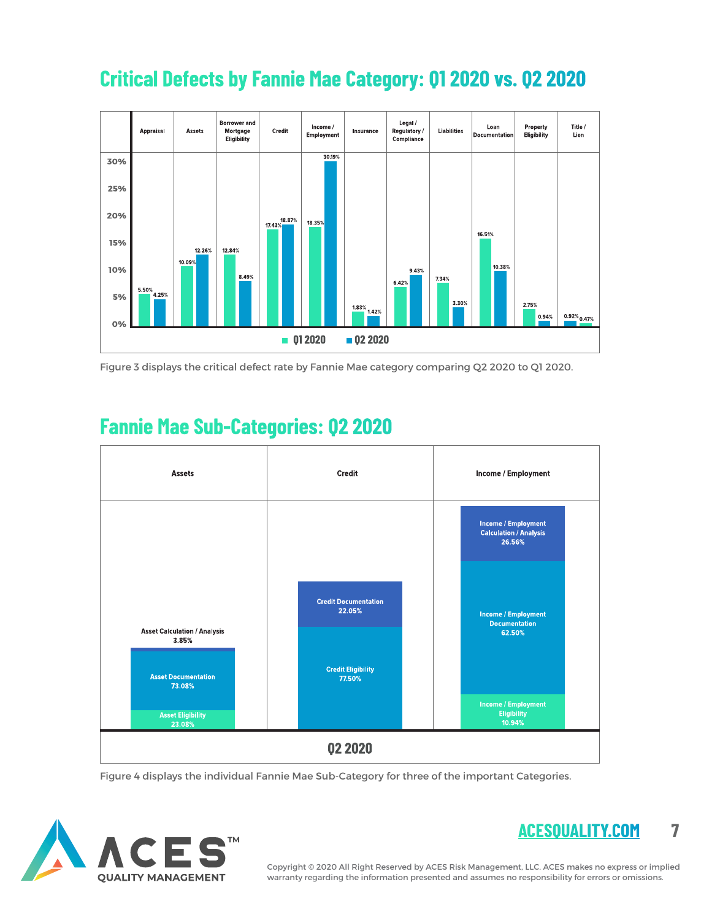## Critical Defects by Fannie Mae Category: Q1 2020 vs. Q2 2020

| Category | Q1 2020 | Q2 2020 |
|---|---|---|
| Appraisal | 5.50% | 4.25% |
| Assets | 10.09% | 12.26% |
| Borrower and Mortgage Eligibility | 12.84% | 8.49% |
| Credit | 17.43% | 18.87% |
| Income / Employment | 18.35% | 30.19% |
| Insurance | 1.83% | 1.42% |
| Legal / Regulatory / Compliance | 6.42% | 9.43% |
| Liabilities | 7.34% | 3.30% |
| Loan Documentation | 16.51% | 10.38% |
| Property Eligibility | 2.75% | 0.94% |
| Title / Lien | 0.92% | 0.47% |

Figure 3 displays the critical defect rate by Fannie Mae category comparing Q2 2020 to Q1 2020.

## Fannie Mae Sub-Categories: Q2 2020

| Category | Sub-Category | Q2 2020 |
|---|---|---|
| Assets | Asset Calculation / Analysis | 3.85% |
| Assets | Asset Documentation | 73.08% |
| Assets | Asset Eligibility | 23.08% |
| Credit | Credit Documentation | 22.05% |
| Credit | Credit Eligibility | 77.50% |
| Income / Employment | Income / Employment Calculation / Analysis | 26.56% |
| Income / Employment | Income / Employment Documentation | 62.50% |
| Income / Employment | Income / Employment Eligibility | 10.94% |

Figure 4 displays the individual Fannie Mae Sub-Category for three of the important Categories.

ACESQUALITY.COM

Copyright © 2020 All Right Reserved by ACES Risk Management, LLC. ACES makes no express or implied warranty regarding the information presented and assumes no responsibility for errors or omissions.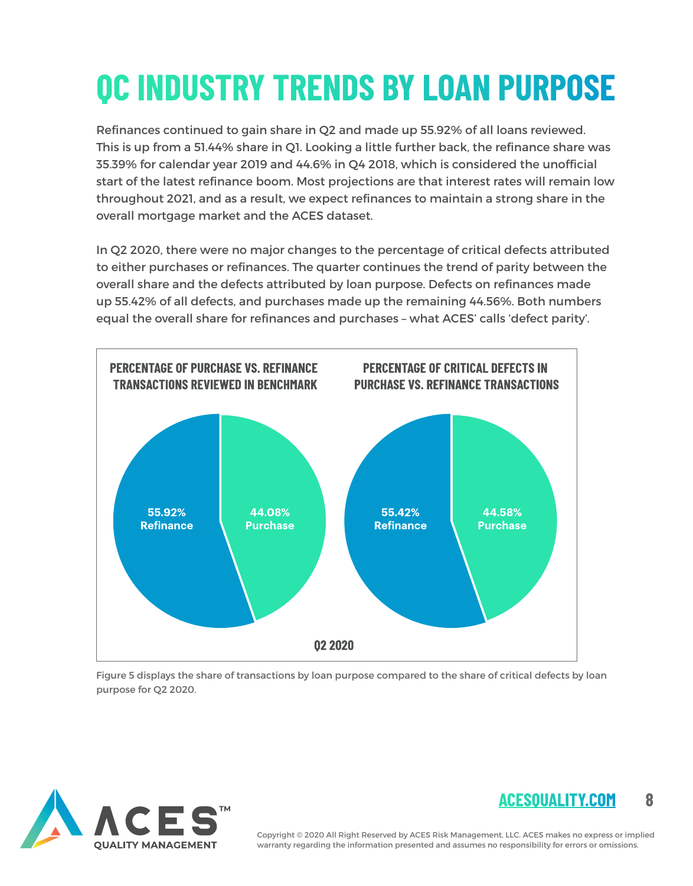# QC INDUSTRY TRENDS BY LOAN PURPOSE

Refinances continued to gain share in Q2 and made up 55.92% of all loans reviewed. This is up from a 51.44% share in Q1. Looking a little further back, the refinance share was 35.39% for calendar year 2019 and 44.6% in Q4 2018, which is considered the unofficial start of the latest refinance boom. Most projections are that interest rates will remain low throughout 2021, and as a result, we expect refinances to maintain a strong share in the overall mortgage market and the ACES dataset.

In Q2 2020, there were no major changes to the percentage of critical defects attributed to either purchases or refinances. The quarter continues the trend of parity between the overall share and the defects attributed by loan purpose. Defects on refinances made up 55.42% of all defects, and purchases made up the remaining 44.56%. Both numbers equal the overall share for refinances and purchases – what ACES' calls 'defect parity'.

**PERCENTAGE OF PURCHASE VS. REFINANCE TRANSACTIONS REVIEWED IN BENCHMARK**

| Loan Purpose | Share |
|---|---|
| Refinance | 55.92% |
| Purchase | 44.08% |

**PERCENTAGE OF CRITICAL DEFECTS IN PURCHASE VS. REFINANCE TRANSACTIONS**

| Loan Purpose | Share |
|---|---|
| Refinance | 55.42% |
| Purchase | 44.58% |

**Q2 2020**

Figure 5 displays the share of transactions by loan purpose compared to the share of critical defects by loan purpose for Q2 2020.

Copyright © 2020 All Right Reserved by ACES Risk Management, LLC. ACES makes no express or implied warranty regarding the information presented and assumes no responsibility for errors or omissions.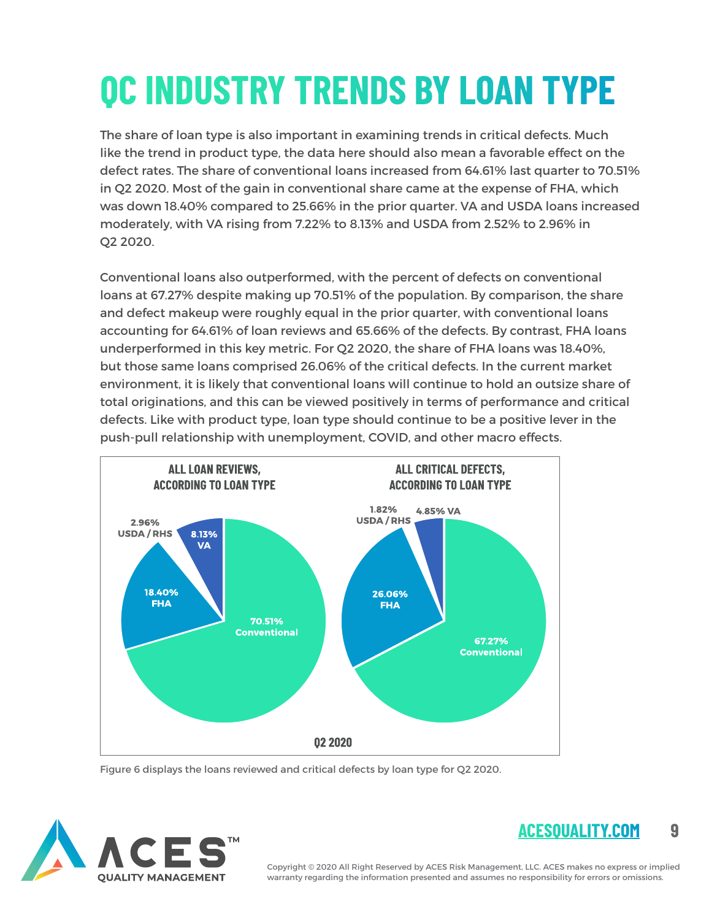# QC INDUSTRY TRENDS BY LOAN TYPE

The share of loan type is also important in examining trends in critical defects. Much like the trend in product type, the data here should also mean a favorable effect on the defect rates. The share of conventional loans increased from 64.61% last quarter to 70.51% in Q2 2020. Most of the gain in conventional share came at the expense of FHA, which was down 18.40% compared to 25.66% in the prior quarter. VA and USDA loans increased moderately, with VA rising from 7.22% to 8.13% and USDA from 2.52% to 2.96% in Q2 2020.

Conventional loans also outperformed, with the percent of defects on conventional loans at 67.27% despite making up 70.51% of the population. By comparison, the share and defect makeup were roughly equal in the prior quarter, with conventional loans accounting for 64.61% of loan reviews and 65.66% of the defects. By contrast, FHA loans underperformed in this key metric. For Q2 2020, the share of FHA loans was 18.40%, but those same loans comprised 26.06% of the critical defects. In the current market environment, it is likely that conventional loans will continue to hold an outsize share of total originations, and this can be viewed positively in terms of performance and critical defects. Like with product type, loan type should continue to be a positive lever in the push-pull relationship with unemployment, COVID, and other macro effects.

**ALL LOAN REVIEWS, ACCORDING TO LOAN TYPE**

- 70.51% Conventional
- 18.40% FHA
- 8.13% VA
- 2.96% USDA / RHS

**ALL CRITICAL DEFECTS, ACCORDING TO LOAN TYPE**

- 67.27% Conventional
- 26.06% FHA
- 4.85% VA
- 1.82% USDA / RHS

Q2 2020

Figure 6 displays the loans reviewed and critical defects by loan type for Q2 2020.

Copyright © 2020 All Right Reserved by ACES Risk Management, LLC. ACES makes no express or implied warranty regarding the information presented and assumes no responsibility for errors or omissions.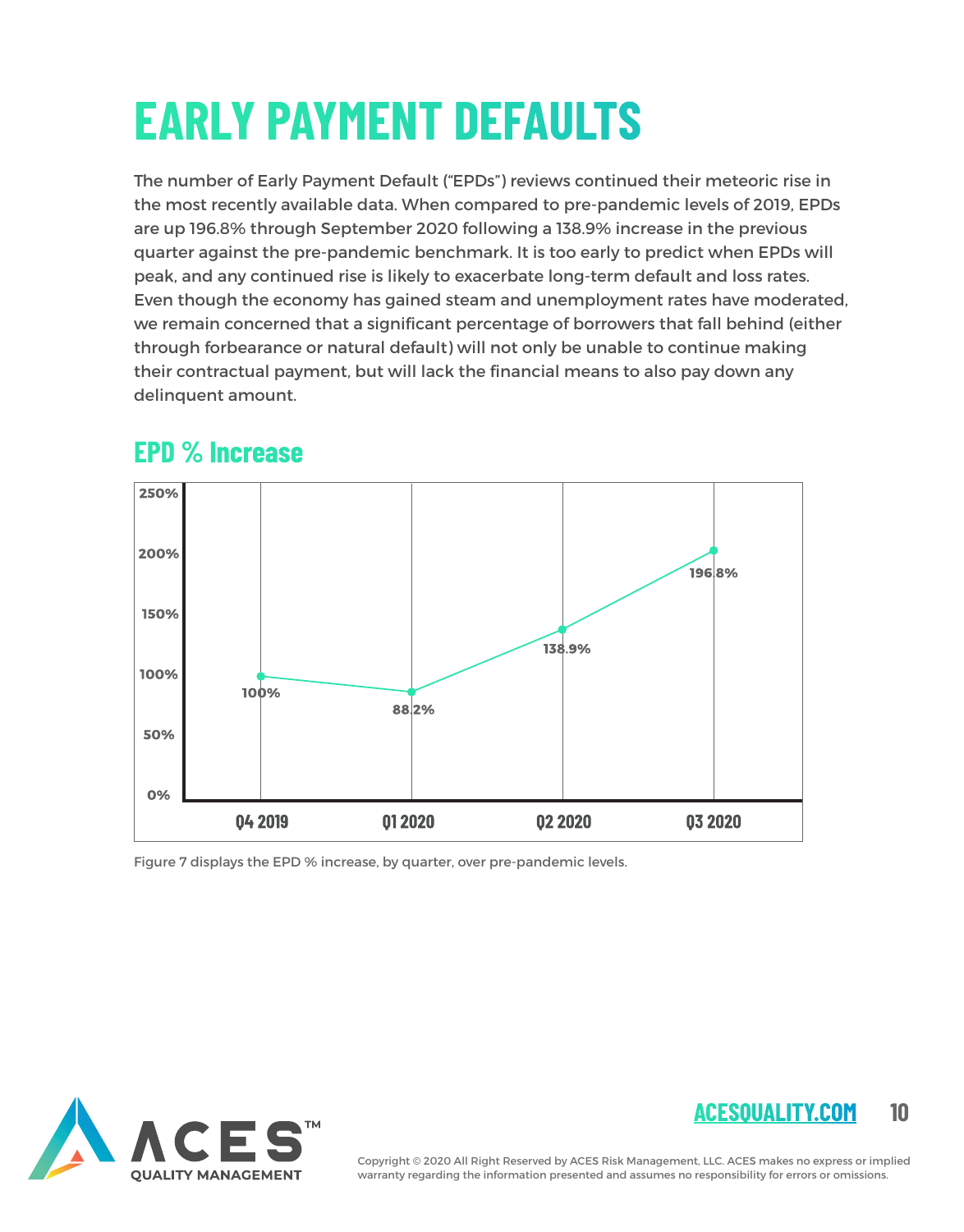# EARLY PAYMENT DEFAULTS

The number of Early Payment Default ("EPDs") reviews continued their meteoric rise in the most recently available data. When compared to pre-pandemic levels of 2019, EPDs are up 196.8% through September 2020 following a 138.9% increase in the previous quarter against the pre-pandemic benchmark. It is too early to predict when EPDs will peak, and any continued rise is likely to exacerbate long-term default and loss rates. Even though the economy has gained steam and unemployment rates have moderated, we remain concerned that a significant percentage of borrowers that fall behind (either through forbearance or natural default) will not only be unable to continue making their contractual payment, but will lack the financial means to also pay down any delinquent amount.

## EPD % Increase

| Quarter | EPD % Increase |
| --- | --- |
| Q4 2019 | 100% |
| Q1 2020 | 88.2% |
| Q2 2020 | 138.9% |
| Q3 2020 | 196.8% |

Figure 7 displays the EPD % increase, by quarter, over pre-pandemic levels.

ACESQUALITY.COM

Copyright © 2020 All Right Reserved by ACES Risk Management, LLC. ACES makes no express or implied warranty regarding the information presented and assumes no responsibility for errors or omissions.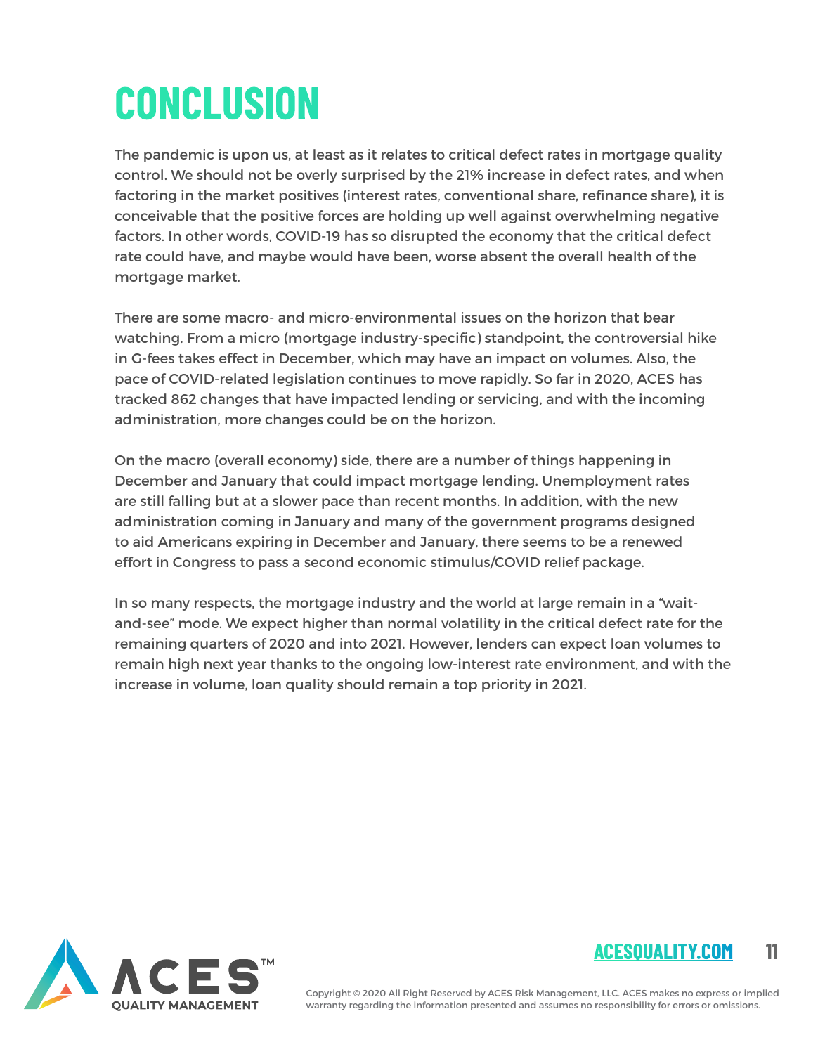# CONCLUSION

The pandemic is upon us, at least as it relates to critical defect rates in mortgage quality control. We should not be overly surprised by the 21% increase in defect rates, and when factoring in the market positives (interest rates, conventional share, refinance share), it is conceivable that the positive forces are holding up well against overwhelming negative factors. In other words, COVID-19 has so disrupted the economy that the critical defect rate could have, and maybe would have been, worse absent the overall health of the mortgage market.

There are some macro- and micro-environmental issues on the horizon that bear watching. From a micro (mortgage industry-specific) standpoint, the controversial hike in G-fees takes effect in December, which may have an impact on volumes. Also, the pace of COVID-related legislation continues to move rapidly. So far in 2020, ACES has tracked 862 changes that have impacted lending or servicing, and with the incoming administration, more changes could be on the horizon.

On the macro (overall economy) side, there are a number of things happening in December and January that could impact mortgage lending. Unemployment rates are still falling but at a slower pace than recent months. In addition, with the new administration coming in January and many of the government programs designed to aid Americans expiring in December and January, there seems to be a renewed effort in Congress to pass a second economic stimulus/COVID relief package.

In so many respects, the mortgage industry and the world at large remain in a "wait-and-see" mode. We expect higher than normal volatility in the critical defect rate for the remaining quarters of 2020 and into 2021. However, lenders can expect loan volumes to remain high next year thanks to the ongoing low-interest rate environment, and with the increase in volume, loan quality should remain a top priority in 2021.

ACES™ QUALITY MANAGEMENT

ACESQUALITY.COM

Copyright © 2020 All Right Reserved by ACES Risk Management, LLC. ACES makes no express or implied warranty regarding the information presented and assumes no responsibility for errors or omissions.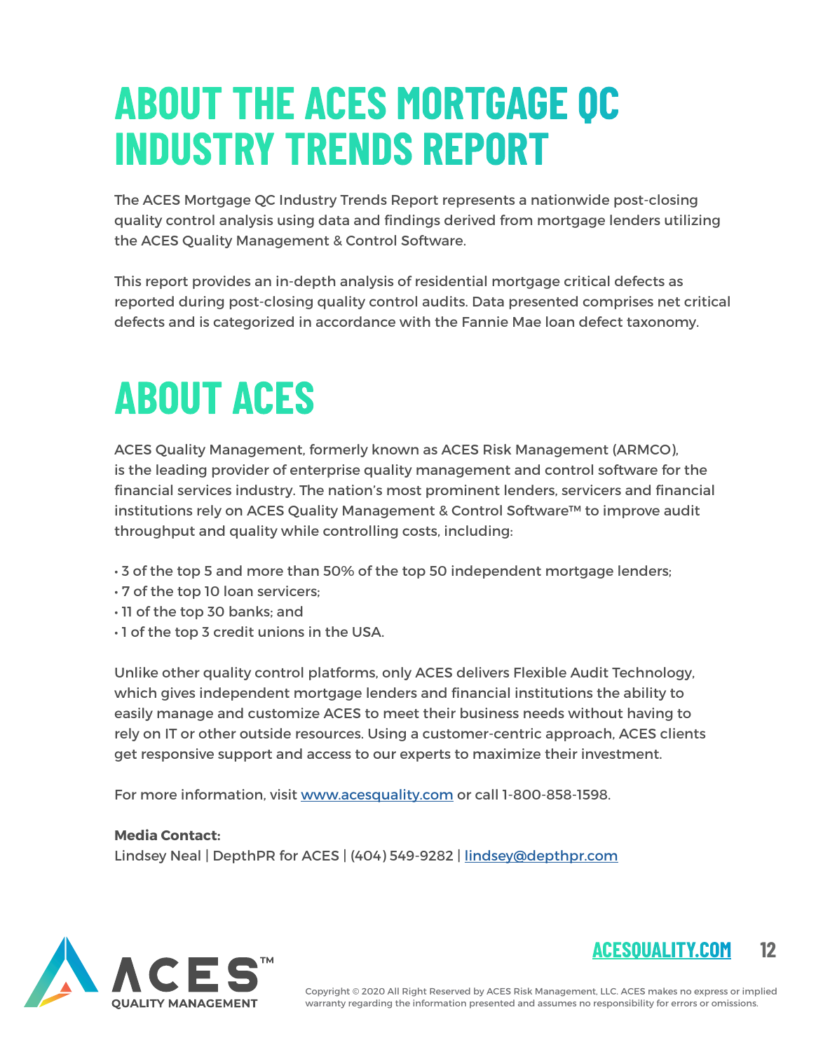# ABOUT THE ACES MORTGAGE QC INDUSTRY TRENDS REPORT

The ACES Mortgage QC Industry Trends Report represents a nationwide post-closing quality control analysis using data and findings derived from mortgage lenders utilizing the ACES Quality Management & Control Software.

This report provides an in-depth analysis of residential mortgage critical defects as reported during post-closing quality control audits. Data presented comprises net critical defects and is categorized in accordance with the Fannie Mae loan defect taxonomy.

# ABOUT ACES

ACES Quality Management, formerly known as ACES Risk Management (ARMCO), is the leading provider of enterprise quality management and control software for the financial services industry. The nation's most prominent lenders, servicers and financial institutions rely on ACES Quality Management & Control Software™ to improve audit throughput and quality while controlling costs, including:

- 3 of the top 5 and more than 50% of the top 50 independent mortgage lenders;
- 7 of the top 10 loan servicers;
- 11 of the top 30 banks; and
- 1 of the top 3 credit unions in the USA.

Unlike other quality control platforms, only ACES delivers Flexible Audit Technology, which gives independent mortgage lenders and financial institutions the ability to easily manage and customize ACES to meet their business needs without having to rely on IT or other outside resources. Using a customer-centric approach, ACES clients get responsive support and access to our experts to maximize their investment.

For more information, visit www.acesquality.com or call 1-800-858-1598.

**Media Contact:**
Lindsey Neal | DepthPR for ACES | (404) 549-9282 | lindsey@depthpr.com

ACES™ QUALITY MANAGEMENT

ACESQUALITY.COM

Copyright © 2020 All Right Reserved by ACES Risk Management, LLC. ACES makes no express or implied warranty regarding the information presented and assumes no responsibility for errors or omissions.